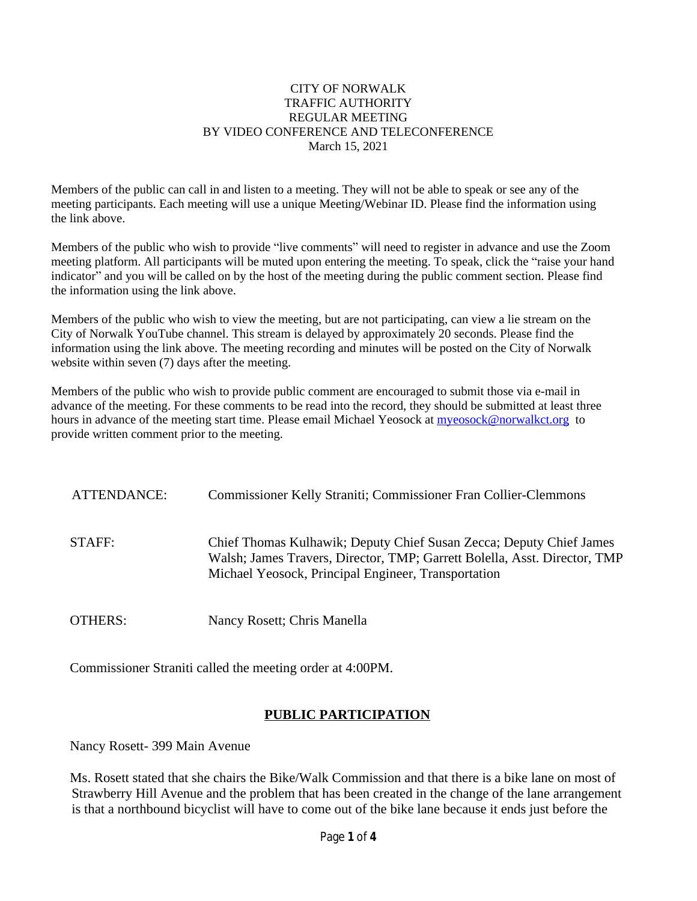CITY OF NORWALK
TRAFFIC AUTHORITY
REGULAR MEETING
BY VIDEO CONFERENCE AND TELECONFERENCE
March 15, 2021

Members of the public can call in and listen to a meeting. They will not be able to speak or see any of the meeting participants. Each meeting will use a unique Meeting/Webinar ID. Please find the information using the link above.

Members of the public who wish to provide "live comments" will need to register in advance and use the Zoom meeting platform. All participants will be muted upon entering the meeting. To speak, click the "raise your hand indicator" and you will be called on by the host of the meeting during the public comment section. Please find the information using the link above.

Members of the public who wish to view the meeting, but are not participating, can view a lie stream on the City of Norwalk YouTube channel. This stream is delayed by approximately 20 seconds. Please find the information using the link above. The meeting recording and minutes will be posted on the City of Norwalk website within seven (7) days after the meeting.

Members of the public who wish to provide public comment are encouraged to submit those via e-mail in advance of the meeting. For these comments to be read into the record, they should be submitted at least three hours in advance of the meeting start time. Please email Michael Yeosock at myeosock@norwalkct.org to provide written comment prior to the meeting.

| | |
|---|---|
| ATTENDANCE: | Commissioner Kelly Straniti; Commissioner Fran Collier-Clemmons |
| STAFF: | Chief Thomas Kulhawik; Deputy Chief Susan Zecca; Deputy Chief James Walsh; James Travers, Director, TMP; Garrett Bolella, Asst. Director, TMP Michael Yeosock, Principal Engineer, Transportation |
| OTHERS: | Nancy Rosett; Chris Manella |

Commissioner Straniti called the meeting order at 4:00PM.

## PUBLIC PARTICIPATION

Nancy Rosett- 399 Main Avenue

Ms. Rosett stated that she chairs the Bike/Walk Commission and that there is a bike lane on most of Strawberry Hill Avenue and the problem that has been created in the change of the lane arrangement is that a northbound bicyclist will have to come out of the bike lane because it ends just before the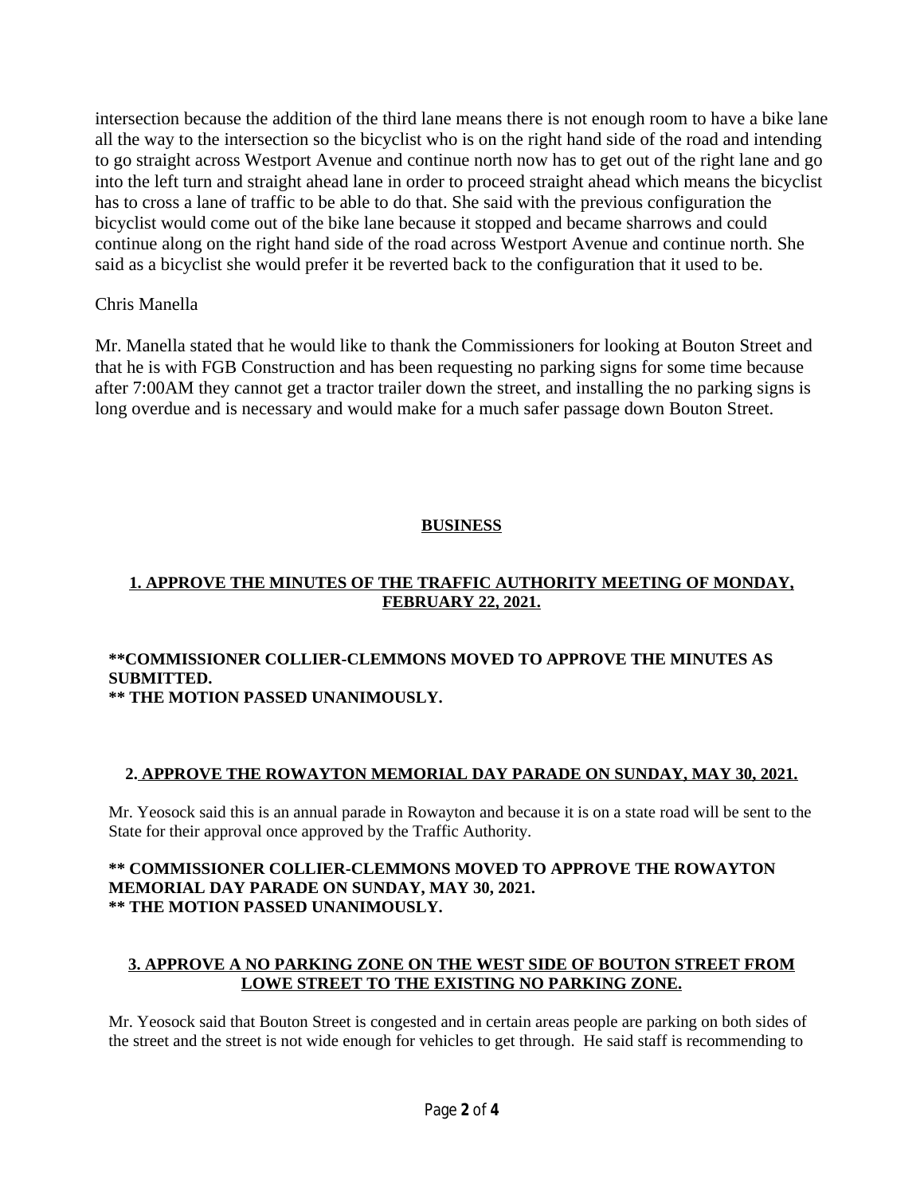intersection because the addition of the third lane means there is not enough room to have a bike lane all the way to the intersection so the bicyclist who is on the right hand side of the road and intending to go straight across Westport Avenue and continue north now has to get out of the right lane and go into the left turn and straight ahead lane in order to proceed straight ahead which means the bicyclist has to cross a lane of traffic to be able to do that. She said with the previous configuration the bicyclist would come out of the bike lane because it stopped and became sharrows and could continue along on the right hand side of the road across Westport Avenue and continue north. She said as a bicyclist she would prefer it be reverted back to the configuration that it used to be.

Chris Manella

Mr. Manella stated that he would like to thank the Commissioners for looking at Bouton Street and that he is with FGB Construction and has been requesting no parking signs for some time because after 7:00AM they cannot get a tractor trailer down the street, and installing the no parking signs is long overdue and is necessary and would make for a much safer passage down Bouton Street.

## BUSINESS

### 1. APPROVE THE MINUTES OF THE TRAFFIC AUTHORITY MEETING OF MONDAY, FEBRUARY 22, 2021.

**\*\*COMMISSIONER COLLIER-CLEMMONS MOVED TO APPROVE THE MINUTES AS SUBMITTED.**
**\*\* THE MOTION PASSED UNANIMOUSLY.**

### 2. APPROVE THE ROWAYTON MEMORIAL DAY PARADE ON SUNDAY, MAY 30, 2021.

Mr. Yeosock said this is an annual parade in Rowayton and because it is on a state road will be sent to the State for their approval once approved by the Traffic Authority.

**\*\* COMMISSIONER COLLIER-CLEMMONS MOVED TO APPROVE THE ROWAYTON MEMORIAL DAY PARADE ON SUNDAY, MAY 30, 2021.**
**\*\* THE MOTION PASSED UNANIMOUSLY.**

### 3. APPROVE A NO PARKING ZONE ON THE WEST SIDE OF BOUTON STREET FROM LOWE STREET TO THE EXISTING NO PARKING ZONE.

Mr. Yeosock said that Bouton Street is congested and in certain areas people are parking on both sides of the street and the street is not wide enough for vehicles to get through. He said staff is recommending to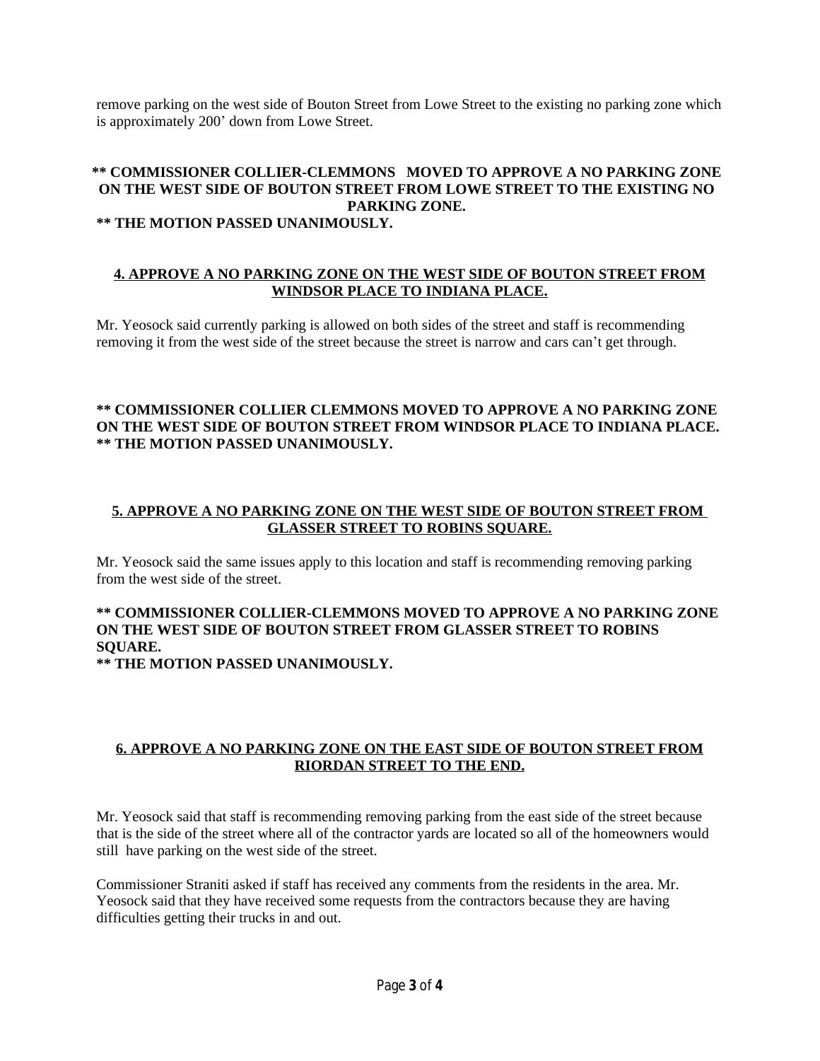remove parking on the west side of Bouton Street from Lowe Street to the existing no parking zone which is approximately 200' down from Lowe Street.

**** COMMISSIONER COLLIER-CLEMMONS MOVED TO APPROVE A NO PARKING ZONE ON THE WEST SIDE OF BOUTON STREET FROM LOWE STREET TO THE EXISTING NO PARKING ZONE.**
**** THE MOTION PASSED UNANIMOUSLY.**

## 4. APPROVE A NO PARKING ZONE ON THE WEST SIDE OF BOUTON STREET FROM WINDSOR PLACE TO INDIANA PLACE.

Mr. Yeosock said currently parking is allowed on both sides of the street and staff is recommending removing it from the west side of the street because the street is narrow and cars can't get through.

**** COMMISSIONER COLLIER CLEMMONS MOVED TO APPROVE A NO PARKING ZONE ON THE WEST SIDE OF BOUTON STREET FROM WINDSOR PLACE TO INDIANA PLACE.**
**** THE MOTION PASSED UNANIMOUSLY.**

## 5. APPROVE A NO PARKING ZONE ON THE WEST SIDE OF BOUTON STREET FROM GLASSER STREET TO ROBINS SQUARE.

Mr. Yeosock said the same issues apply to this location and staff is recommending removing parking from the west side of the street.

**** COMMISSIONER COLLIER-CLEMMONS MOVED TO APPROVE A NO PARKING ZONE ON THE WEST SIDE OF BOUTON STREET FROM GLASSER STREET TO ROBINS SQUARE.**
**** THE MOTION PASSED UNANIMOUSLY.**

## 6. APPROVE A NO PARKING ZONE ON THE EAST SIDE OF BOUTON STREET FROM RIORDAN STREET TO THE END.

Mr. Yeosock said that staff is recommending removing parking from the east side of the street because that is the side of the street where all of the contractor yards are located so all of the homeowners would still have parking on the west side of the street.

Commissioner Straniti asked if staff has received any comments from the residents in the area. Mr. Yeosock said that they have received some requests from the contractors because they are having difficulties getting their trucks in and out.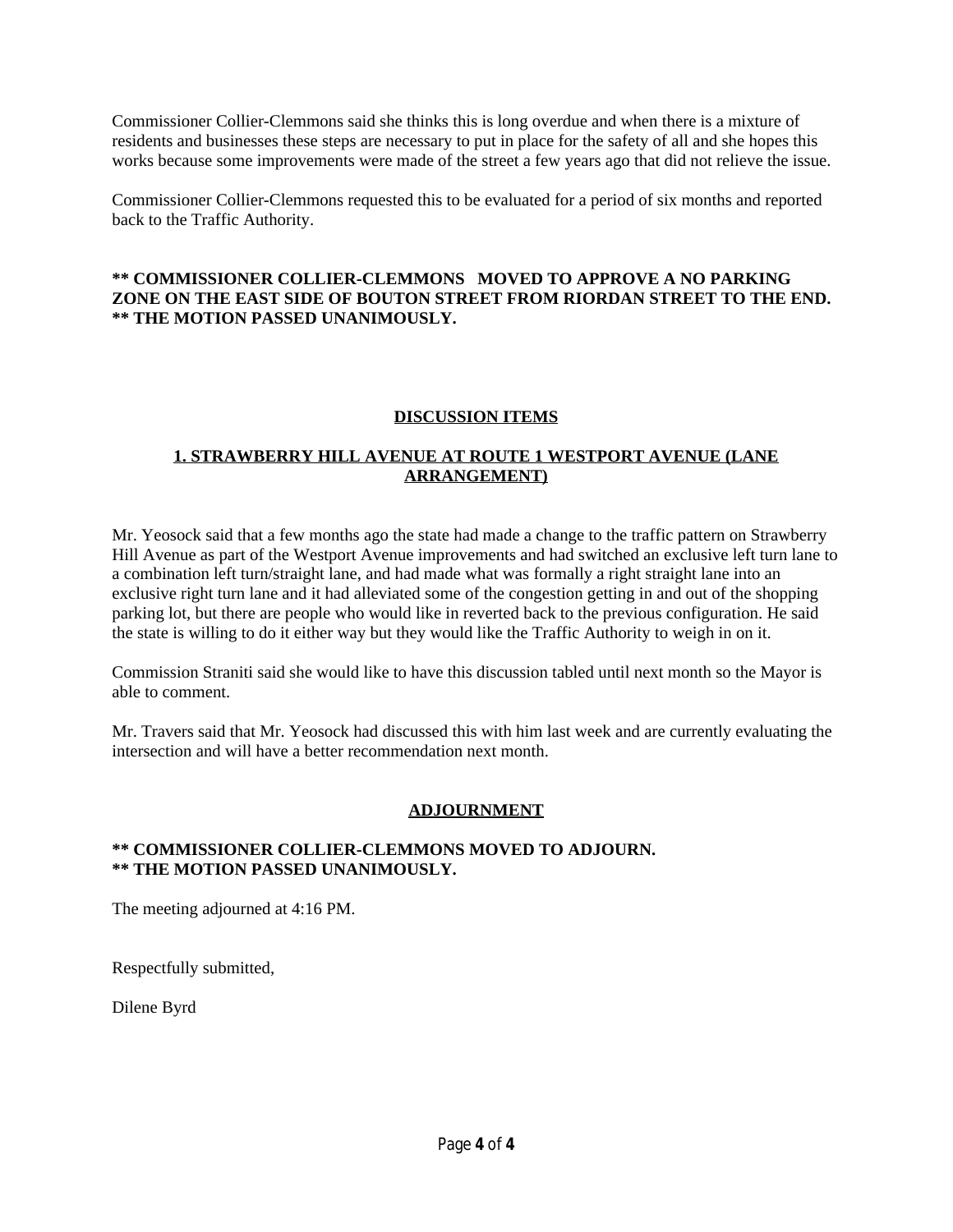Commissioner Collier-Clemmons said she thinks this is long overdue and when there is a mixture of residents and businesses these steps are necessary to put in place for the safety of all and she hopes this works because some improvements were made of the street a few years ago that did not relieve the issue.

Commissioner Collier-Clemmons requested this to be evaluated for a period of six months and reported back to the Traffic Authority.

**\*\* COMMISSIONER COLLIER-CLEMMONS MOVED TO APPROVE A NO PARKING ZONE ON THE EAST SIDE OF BOUTON STREET FROM RIORDAN STREET TO THE END.**
**\*\* THE MOTION PASSED UNANIMOUSLY.**

## DISCUSSION ITEMS

### 1. STRAWBERRY HILL AVENUE AT ROUTE 1 WESTPORT AVENUE (LANE ARRANGEMENT)

Mr. Yeosock said that a few months ago the state had made a change to the traffic pattern on Strawberry Hill Avenue as part of the Westport Avenue improvements and had switched an exclusive left turn lane to a combination left turn/straight lane, and had made what was formally a right straight lane into an exclusive right turn lane and it had alleviated some of the congestion getting in and out of the shopping parking lot, but there are people who would like in reverted back to the previous configuration. He said the state is willing to do it either way but they would like the Traffic Authority to weigh in on it.

Commission Straniti said she would like to have this discussion tabled until next month so the Mayor is able to comment.

Mr. Travers said that Mr. Yeosock had discussed this with him last week and are currently evaluating the intersection and will have a better recommendation next month.

## ADJOURNMENT

**\*\* COMMISSIONER COLLIER-CLEMMONS MOVED TO ADJOURN.**
**\*\* THE MOTION PASSED UNANIMOUSLY.**

The meeting adjourned at 4:16 PM.

Respectfully submitted,

Dilene Byrd